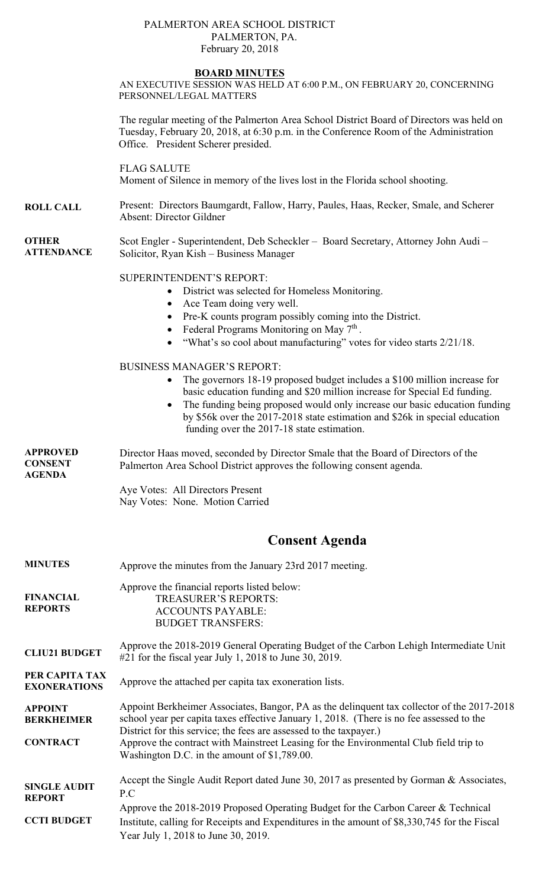PALMERTON AREA SCHOOL DISTRICT
PALMERTON, PA.
February 20, 2018

## BOARD MINUTES

AN EXECUTIVE SESSION WAS HELD AT 6:00 P.M., ON FEBRUARY 20, CONCERNING PERSONNEL/LEGAL MATTERS

The regular meeting of the Palmerton Area School District Board of Directors was held on Tuesday, February 20, 2018, at 6:30 p.m. in the Conference Room of the Administration Office. President Scherer presided.

FLAG SALUTE
Moment of Silence in memory of the lives lost in the Florida school shooting.

**ROLL CALL**
Present: Directors Baumgardt, Fallow, Harry, Paules, Haas, Recker, Smale, and Scherer
Absent: Director Gildner

**OTHER ATTENDANCE**
Scot Engler - Superintendent, Deb Scheckler – Board Secretary, Attorney John Audi – Solicitor, Ryan Kish – Business Manager

SUPERINTENDENT'S REPORT:

- District was selected for Homeless Monitoring.
- Ace Team doing very well.
- Pre-K counts program possibly coming into the District.
- Federal Programs Monitoring on May 7th.
- "What's so cool about manufacturing" votes for video starts 2/21/18.

BUSINESS MANAGER'S REPORT:

- The governors 18-19 proposed budget includes a $100 million increase for basic education funding and $20 million increase for Special Ed funding.
- The funding being proposed would only increase our basic education funding by $56k over the 2017-2018 state estimation and $26k in special education funding over the 2017-18 state estimation.

**APPROVED CONSENT AGENDA**
Director Haas moved, seconded by Director Smale that the Board of Directors of the Palmerton Area School District approves the following consent agenda.

Aye Votes: All Directors Present
Nay Votes: None. Motion Carried

## Consent Agenda

**MINUTES**
Approve the minutes from the January 23rd 2017 meeting.

**FINANCIAL REPORTS**
Approve the financial reports listed below:
TREASURER'S REPORTS:
ACCOUNTS PAYABLE:
BUDGET TRANSFERS:

**CLIU21 BUDGET**
Approve the 2018-2019 General Operating Budget of the Carbon Lehigh Intermediate Unit #21 for the fiscal year July 1, 2018 to June 30, 2019.

**PER CAPITA TAX EXONERATIONS**
Approve the attached per capita tax exoneration lists.

**APPOINT BERKHEIMER**
Appoint Berkheimer Associates, Bangor, PA as the delinquent tax collector of the 2017-2018 school year per capita taxes effective January 1, 2018. (There is no fee assessed to the District for this service; the fees are assessed to the taxpayer.)

**CONTRACT**
Approve the contract with Mainstreet Leasing for the Environmental Club field trip to Washington D.C. in the amount of $1,789.00.

**SINGLE AUDIT REPORT**
Accept the Single Audit Report dated June 30, 2017 as presented by Gorman & Associates, P.C

**CCTI BUDGET**
Approve the 2018-2019 Proposed Operating Budget for the Carbon Career & Technical Institute, calling for Receipts and Expenditures in the amount of $8,330,745 for the Fiscal Year July 1, 2018 to June 30, 2019.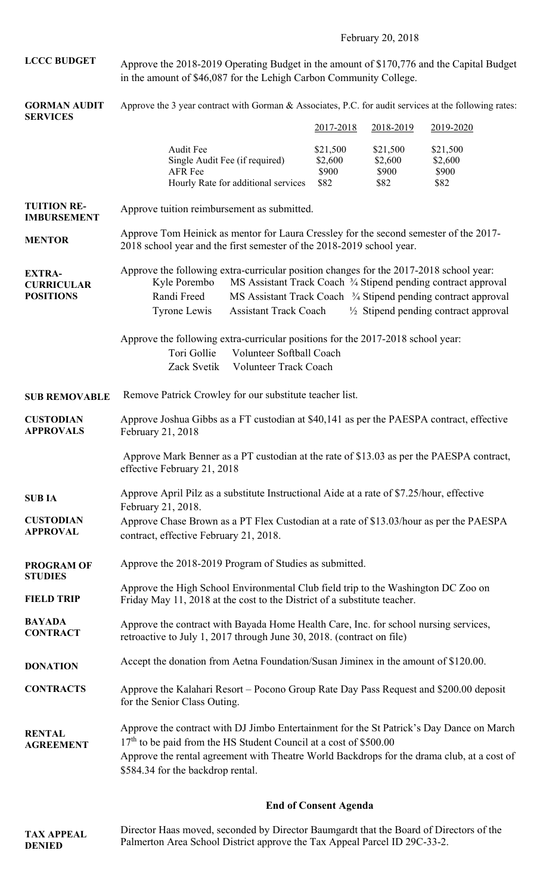February 20, 2018

**LCCC BUDGET**

Approve the 2018-2019 Operating Budget in the amount of $170,776 and the Capital Budget in the amount of $46,087 for the Lehigh Carbon Community College.

**GORMAN AUDIT SERVICES**

Approve the 3 year contract with Gorman & Associates, P.C. for audit services at the following rates:

| | 2017-2018 | 2018-2019 | 2019-2020 |
|---|---|---|---|
| Audit Fee | $21,500 | $21,500 | $21,500 |
| Single Audit Fee (if required) | $2,600 | $2,600 | $2,600 |
| AFR Fee | $900 | $900 | $900 |
| Hourly Rate for additional services | $82 | $82 | $82 |

**TUITION RE-IMBURSEMENT**

Approve tuition reimbursement as submitted.

**MENTOR**

Approve Tom Heinick as mentor for Laura Cressley for the second semester of the 2017-2018 school year and the first semester of the 2018-2019 school year.

**EXTRA-CURRICULAR POSITIONS**

Approve the following extra-curricular position changes for the 2017-2018 school year:

| | | |
|---|---|---|
| Kyle Porembo | MS Assistant Track Coach | ¾ Stipend pending contract approval |
| Randi Freed | MS Assistant Track Coach | ¾ Stipend pending contract approval |
| Tyrone Lewis | Assistant Track Coach | ½ Stipend pending contract approval |

Approve the following extra-curricular positions for the 2017-2018 school year:

| | |
|---|---|
| Tori Gollie | Volunteer Softball Coach |
| Zack Svetik | Volunteer Track Coach |

**SUB REMOVABLE**

Remove Patrick Crowley for our substitute teacher list.

**CUSTODIAN APPROVALS**

Approve Joshua Gibbs as a FT custodian at $40,141 as per the PAESPA contract, effective February 21, 2018

Approve Mark Benner as a PT custodian at the rate of $13.03 as per the PAESPA contract, effective February 21, 2018

**SUB IA**

Approve April Pilz as a substitute Instructional Aide at a rate of $7.25/hour, effective February 21, 2018.

**CUSTODIAN APPROVAL**

Approve Chase Brown as a PT Flex Custodian at a rate of $13.03/hour as per the PAESPA contract, effective February 21, 2018.

**PROGRAM OF STUDIES**

Approve the 2018-2019 Program of Studies as submitted.

**FIELD TRIP**

Approve the High School Environmental Club field trip to the Washington DC Zoo on Friday May 11, 2018 at the cost to the District of a substitute teacher.

**BAYADA CONTRACT**

Approve the contract with Bayada Home Health Care, Inc. for school nursing services, retroactive to July 1, 2017 through June 30, 2018. (contract on file)

**DONATION**

Accept the donation from Aetna Foundation/Susan Jiminex in the amount of $120.00.

**CONTRACTS**

Approve the Kalahari Resort – Pocono Group Rate Day Pass Request and $200.00 deposit for the Senior Class Outing.

**RENTAL AGREEMENT**

Approve the contract with DJ Jimbo Entertainment for the St Patrick's Day Dance on March 17th to be paid from the HS Student Council at a cost of $500.00

Approve the rental agreement with Theatre World Backdrops for the drama club, at a cost of $584.34 for the backdrop rental.

**End of Consent Agenda**

**TAX APPEAL DENIED**

Director Haas moved, seconded by Director Baumgardt that the Board of Directors of the Palmerton Area School District approve the Tax Appeal Parcel ID 29C-33-2.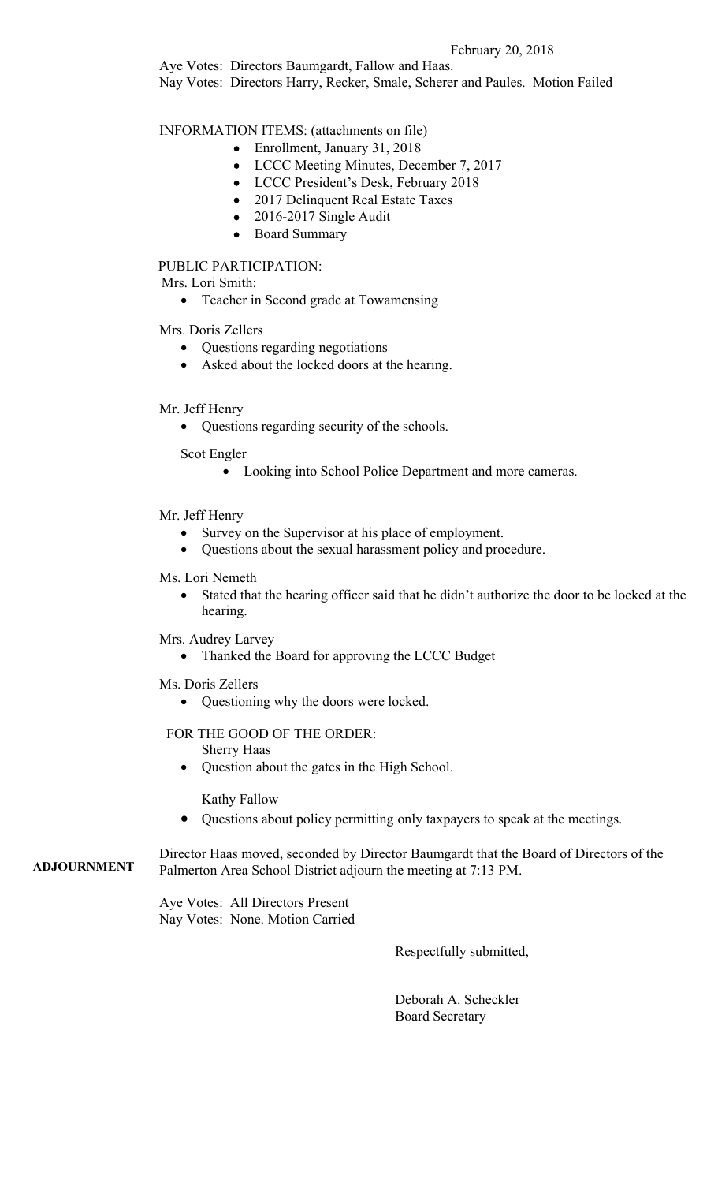February 20, 2018

Aye Votes: Directors Baumgardt, Fallow and Haas.
Nay Votes: Directors Harry, Recker, Smale, Scherer and Paules. Motion Failed

INFORMATION ITEMS: (attachments on file)

- Enrollment, January 31, 2018
- LCCC Meeting Minutes, December 7, 2017
- LCCC President's Desk, February 2018
- 2017 Delinquent Real Estate Taxes
- 2016-2017 Single Audit
- Board Summary

PUBLIC PARTICIPATION:

Mrs. Lori Smith:

- Teacher in Second grade at Towamensing

Mrs. Doris Zellers

- Questions regarding negotiations
- Asked about the locked doors at the hearing.

Mr. Jeff Henry

- Questions regarding security of the schools.

Scot Engler

- Looking into School Police Department and more cameras.

Mr. Jeff Henry

- Survey on the Supervisor at his place of employment.
- Questions about the sexual harassment policy and procedure.

Ms. Lori Nemeth

- Stated that the hearing officer said that he didn't authorize the door to be locked at the hearing.

Mrs. Audrey Larvey

- Thanked the Board for approving the LCCC Budget

Ms. Doris Zellers

- Questioning why the doors were locked.

FOR THE GOOD OF THE ORDER:

Sherry Haas

- Question about the gates in the High School.

Kathy Fallow

- Questions about policy permitting only taxpayers to speak at the meetings.

**ADJOURNMENT**

Director Haas moved, seconded by Director Baumgardt that the Board of Directors of the Palmerton Area School District adjourn the meeting at 7:13 PM.

Aye Votes: All Directors Present
Nay Votes: None. Motion Carried

Respectfully submitted,

Deborah A. Scheckler
Board Secretary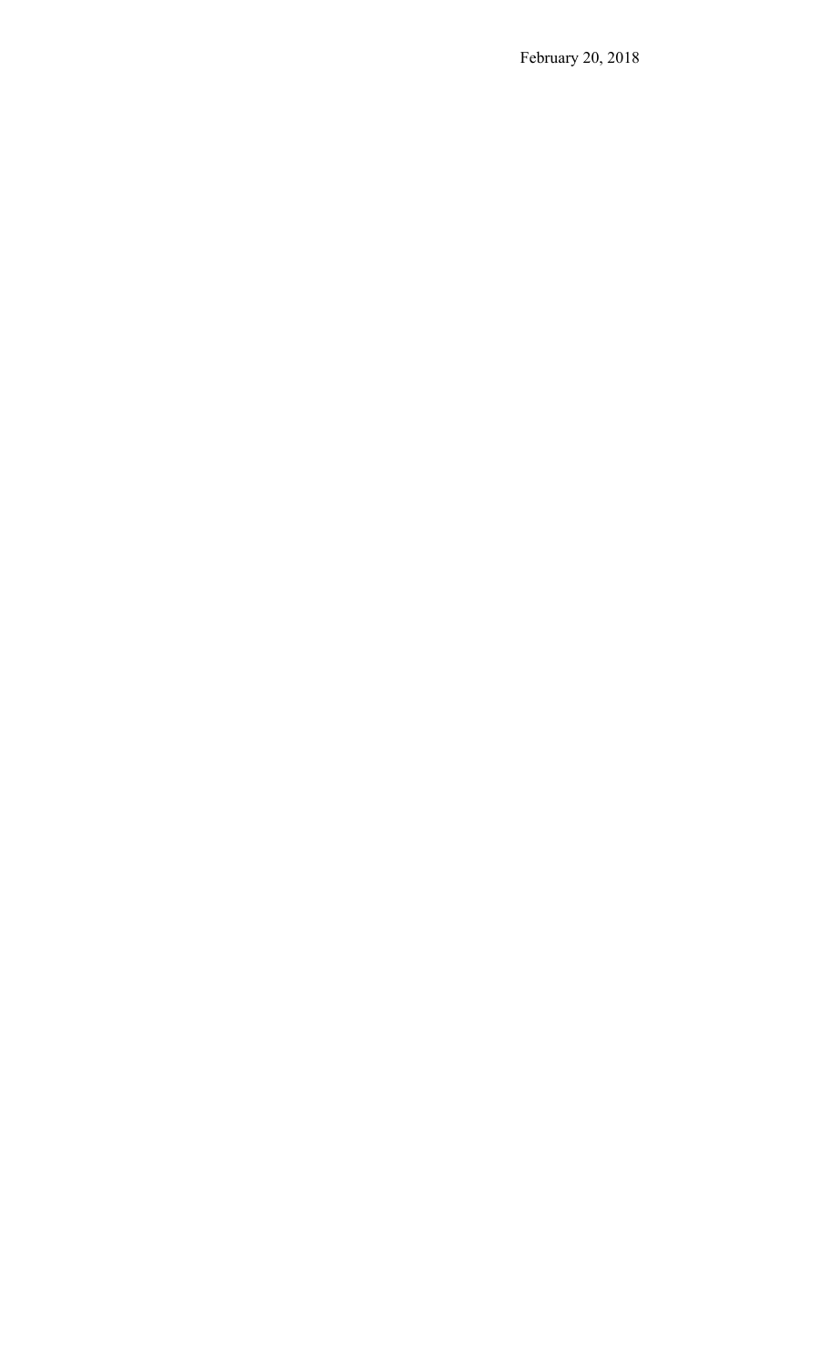February 20, 2018